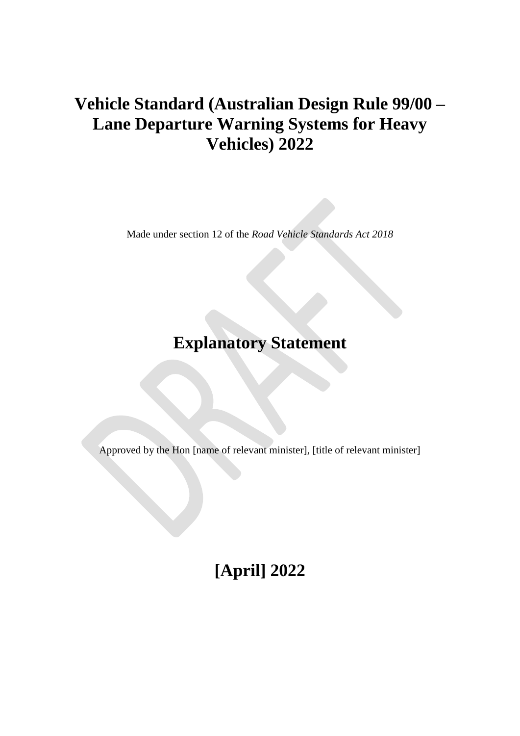# Vehicle Standard (Australian Design Rule 99/00 – Lane Departure Warning Systems for Heavy Vehicles) 2022

Made under section 12 of the *Road Vehicle Standards Act 2018*

# Explanatory Statement

Approved by the Hon [name of relevant minister], [title of relevant minister]

# [April] 2022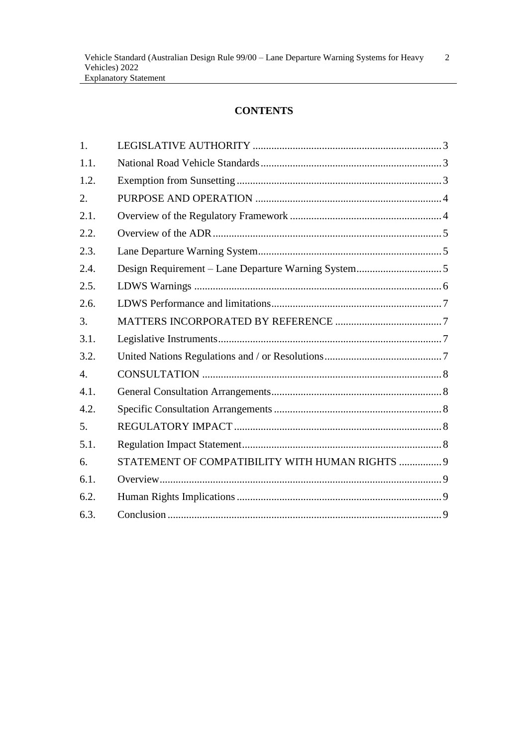# CONTENTS

| | | |
|---|---|---|
| 1. | LEGISLATIVE AUTHORITY | 3 |
| 1.1. | National Road Vehicle Standards | 3 |
| 1.2. | Exemption from Sunsetting | 3 |
| 2. | PURPOSE AND OPERATION | 4 |
| 2.1. | Overview of the Regulatory Framework | 4 |
| 2.2. | Overview of the ADR | 5 |
| 2.3. | Lane Departure Warning System | 5 |
| 2.4. | Design Requirement – Lane Departure Warning System | 5 |
| 2.5. | LDWS Warnings | 6 |
| 2.6. | LDWS Performance and limitations | 7 |
| 3. | MATTERS INCORPORATED BY REFERENCE | 7 |
| 3.1. | Legislative Instruments | 7 |
| 3.2. | United Nations Regulations and / or Resolutions | 7 |
| 4. | CONSULTATION | 8 |
| 4.1. | General Consultation Arrangements | 8 |
| 4.2. | Specific Consultation Arrangements | 8 |
| 5. | REGULATORY IMPACT | 8 |
| 5.1. | Regulation Impact Statement | 8 |
| 6. | STATEMENT OF COMPATIBILITY WITH HUMAN RIGHTS | 9 |
| 6.1. | Overview | 9 |
| 6.2. | Human Rights Implications | 9 |
| 6.3. | Conclusion | 9 |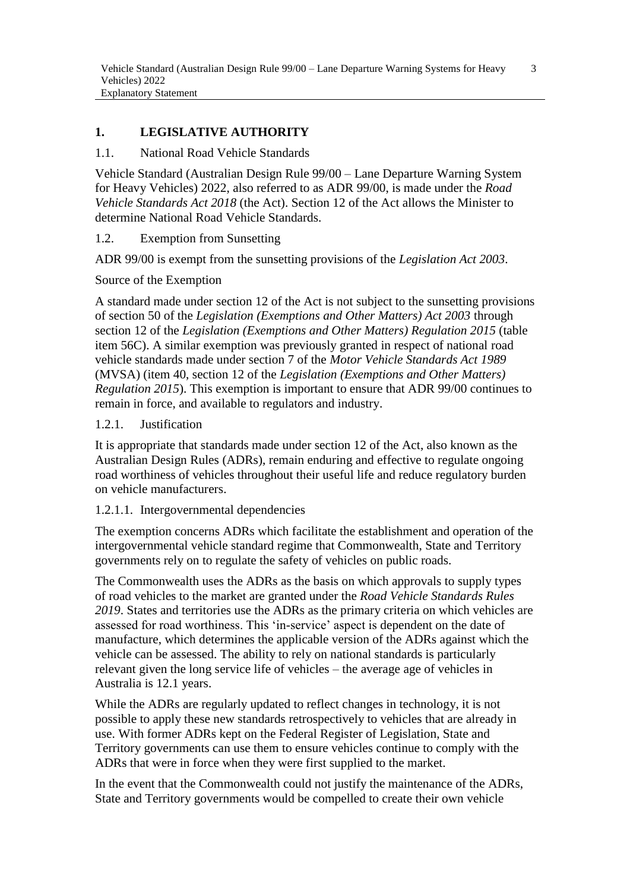## 1. LEGISLATIVE AUTHORITY

### 1.1. National Road Vehicle Standards

Vehicle Standard (Australian Design Rule 99/00 – Lane Departure Warning System for Heavy Vehicles) 2022, also referred to as ADR 99/00, is made under the *Road Vehicle Standards Act 2018* (the Act). Section 12 of the Act allows the Minister to determine National Road Vehicle Standards.

### 1.2. Exemption from Sunsetting

ADR 99/00 is exempt from the sunsetting provisions of the *Legislation Act 2003*.

Source of the Exemption

A standard made under section 12 of the Act is not subject to the sunsetting provisions of section 50 of the *Legislation (Exemptions and Other Matters) Act 2003* through section 12 of the *Legislation (Exemptions and Other Matters) Regulation 2015* (table item 56C). A similar exemption was previously granted in respect of national road vehicle standards made under section 7 of the *Motor Vehicle Standards Act 1989* (MVSA) (item 40, section 12 of the *Legislation (Exemptions and Other Matters) Regulation 2015*). This exemption is important to ensure that ADR 99/00 continues to remain in force, and available to regulators and industry.

#### 1.2.1. Justification

It is appropriate that standards made under section 12 of the Act, also known as the Australian Design Rules (ADRs), remain enduring and effective to regulate ongoing road worthiness of vehicles throughout their useful life and reduce regulatory burden on vehicle manufacturers.

##### 1.2.1.1. Intergovernmental dependencies

The exemption concerns ADRs which facilitate the establishment and operation of the intergovernmental vehicle standard regime that Commonwealth, State and Territory governments rely on to regulate the safety of vehicles on public roads.

The Commonwealth uses the ADRs as the basis on which approvals to supply types of road vehicles to the market are granted under the *Road Vehicle Standards Rules 2019*. States and territories use the ADRs as the primary criteria on which vehicles are assessed for road worthiness. This 'in-service' aspect is dependent on the date of manufacture, which determines the applicable version of the ADRs against which the vehicle can be assessed. The ability to rely on national standards is particularly relevant given the long service life of vehicles – the average age of vehicles in Australia is 12.1 years.

While the ADRs are regularly updated to reflect changes in technology, it is not possible to apply these new standards retrospectively to vehicles that are already in use. With former ADRs kept on the Federal Register of Legislation, State and Territory governments can use them to ensure vehicles continue to comply with the ADRs that were in force when they were first supplied to the market.

In the event that the Commonwealth could not justify the maintenance of the ADRs, State and Territory governments would be compelled to create their own vehicle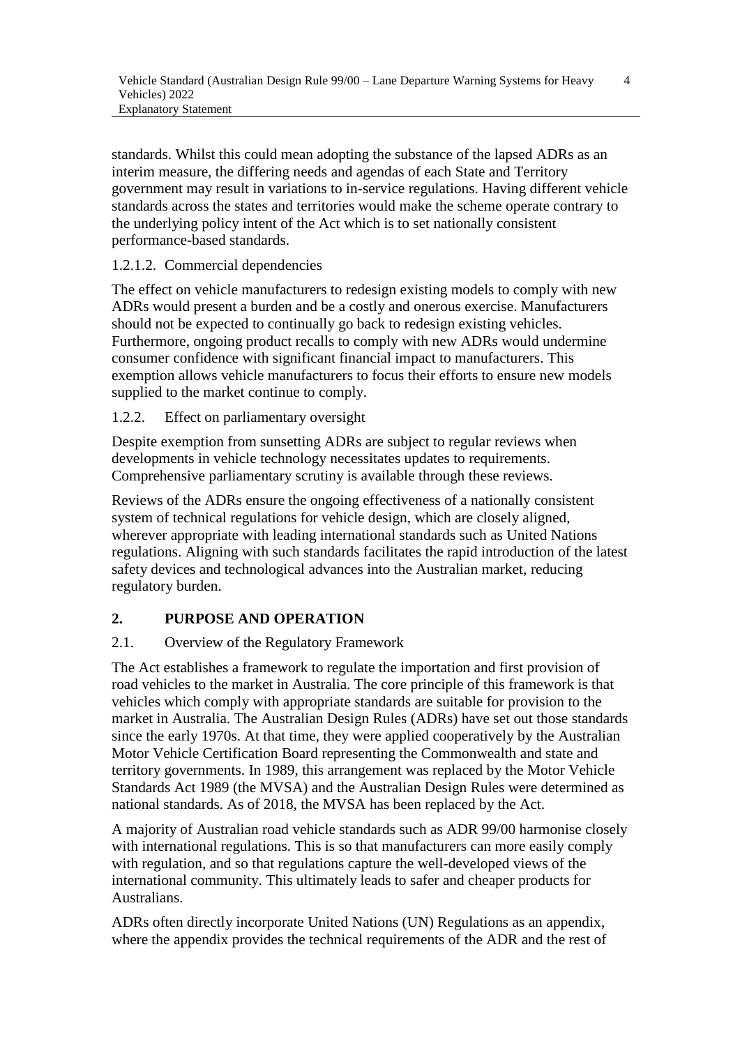standards. Whilst this could mean adopting the substance of the lapsed ADRs as an interim measure, the differing needs and agendas of each State and Territory government may result in variations to in-service regulations. Having different vehicle standards across the states and territories would make the scheme operate contrary to the underlying policy intent of the Act which is to set nationally consistent performance-based standards.

#### 1.2.1.2. Commercial dependencies

The effect on vehicle manufacturers to redesign existing models to comply with new ADRs would present a burden and be a costly and onerous exercise. Manufacturers should not be expected to continually go back to redesign existing vehicles. Furthermore, ongoing product recalls to comply with new ADRs would undermine consumer confidence with significant financial impact to manufacturers. This exemption allows vehicle manufacturers to focus their efforts to ensure new models supplied to the market continue to comply.

### 1.2.2. Effect on parliamentary oversight

Despite exemption from sunsetting ADRs are subject to regular reviews when developments in vehicle technology necessitates updates to requirements. Comprehensive parliamentary scrutiny is available through these reviews.

Reviews of the ADRs ensure the ongoing effectiveness of a nationally consistent system of technical regulations for vehicle design, which are closely aligned, wherever appropriate with leading international standards such as United Nations regulations. Aligning with such standards facilitates the rapid introduction of the latest safety devices and technological advances into the Australian market, reducing regulatory burden.

## 2. PURPOSE AND OPERATION

### 2.1. Overview of the Regulatory Framework

The Act establishes a framework to regulate the importation and first provision of road vehicles to the market in Australia. The core principle of this framework is that vehicles which comply with appropriate standards are suitable for provision to the market in Australia. The Australian Design Rules (ADRs) have set out those standards since the early 1970s. At that time, they were applied cooperatively by the Australian Motor Vehicle Certification Board representing the Commonwealth and state and territory governments. In 1989, this arrangement was replaced by the Motor Vehicle Standards Act 1989 (the MVSA) and the Australian Design Rules were determined as national standards. As of 2018, the MVSA has been replaced by the Act.

A majority of Australian road vehicle standards such as ADR 99/00 harmonise closely with international regulations. This is so that manufacturers can more easily comply with regulation, and so that regulations capture the well-developed views of the international community. This ultimately leads to safer and cheaper products for Australians.

ADRs often directly incorporate United Nations (UN) Regulations as an appendix, where the appendix provides the technical requirements of the ADR and the rest of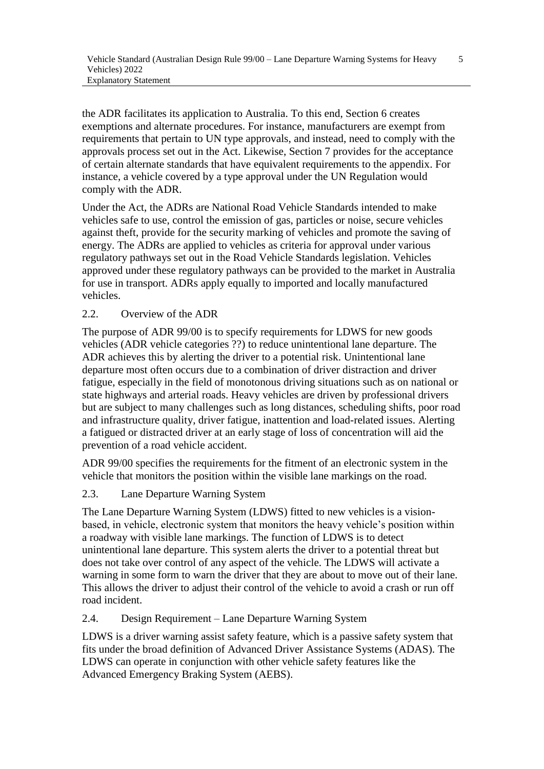the ADR facilitates its application to Australia. To this end, Section 6 creates exemptions and alternate procedures. For instance, manufacturers are exempt from requirements that pertain to UN type approvals, and instead, need to comply with the approvals process set out in the Act. Likewise, Section 7 provides for the acceptance of certain alternate standards that have equivalent requirements to the appendix. For instance, a vehicle covered by a type approval under the UN Regulation would comply with the ADR.

Under the Act, the ADRs are National Road Vehicle Standards intended to make vehicles safe to use, control the emission of gas, particles or noise, secure vehicles against theft, provide for the security marking of vehicles and promote the saving of energy. The ADRs are applied to vehicles as criteria for approval under various regulatory pathways set out in the Road Vehicle Standards legislation. Vehicles approved under these regulatory pathways can be provided to the market in Australia for use in transport. ADRs apply equally to imported and locally manufactured vehicles.

## 2.2. Overview of the ADR

The purpose of ADR 99/00 is to specify requirements for LDWS for new goods vehicles (ADR vehicle categories ??) to reduce unintentional lane departure. The ADR achieves this by alerting the driver to a potential risk. Unintentional lane departure most often occurs due to a combination of driver distraction and driver fatigue, especially in the field of monotonous driving situations such as on national or state highways and arterial roads. Heavy vehicles are driven by professional drivers but are subject to many challenges such as long distances, scheduling shifts, poor road and infrastructure quality, driver fatigue, inattention and load-related issues. Alerting a fatigued or distracted driver at an early stage of loss of concentration will aid the prevention of a road vehicle accident.

ADR 99/00 specifies the requirements for the fitment of an electronic system in the vehicle that monitors the position within the visible lane markings on the road.

## 2.3. Lane Departure Warning System

The Lane Departure Warning System (LDWS) fitted to new vehicles is a vision-based, in vehicle, electronic system that monitors the heavy vehicle's position within a roadway with visible lane markings. The function of LDWS is to detect unintentional lane departure. This system alerts the driver to a potential threat but does not take over control of any aspect of the vehicle. The LDWS will activate a warning in some form to warn the driver that they are about to move out of their lane. This allows the driver to adjust their control of the vehicle to avoid a crash or run off road incident.

## 2.4. Design Requirement – Lane Departure Warning System

LDWS is a driver warning assist safety feature, which is a passive safety system that fits under the broad definition of Advanced Driver Assistance Systems (ADAS). The LDWS can operate in conjunction with other vehicle safety features like the Advanced Emergency Braking System (AEBS).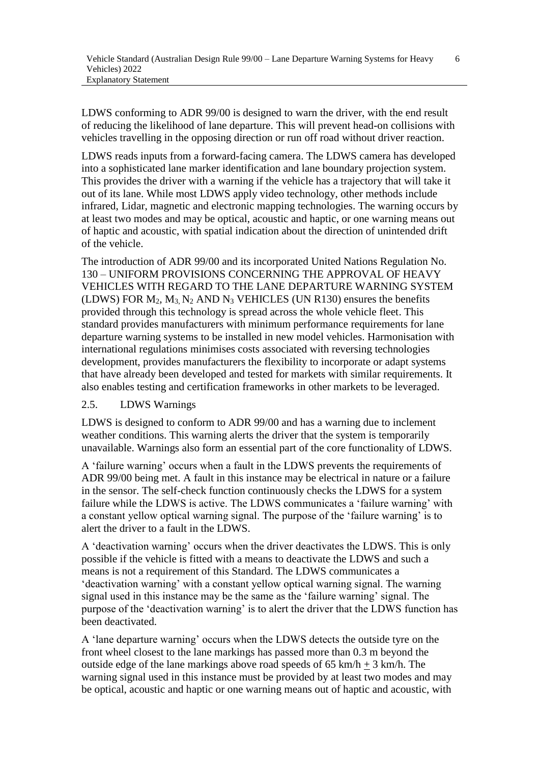LDWS conforming to ADR 99/00 is designed to warn the driver, with the end result of reducing the likelihood of lane departure. This will prevent head-on collisions with vehicles travelling in the opposing direction or run off road without driver reaction.

LDWS reads inputs from a forward-facing camera. The LDWS camera has developed into a sophisticated lane marker identification and lane boundary projection system. This provides the driver with a warning if the vehicle has a trajectory that will take it out of its lane. While most LDWS apply video technology, other methods include infrared, Lidar, magnetic and electronic mapping technologies. The warning occurs by at least two modes and may be optical, acoustic and haptic, or one warning means out of haptic and acoustic, with spatial indication about the direction of unintended drift of the vehicle.

The introduction of ADR 99/00 and its incorporated United Nations Regulation No. 130 – UNIFORM PROVISIONS CONCERNING THE APPROVAL OF HEAVY VEHICLES WITH REGARD TO THE LANE DEPARTURE WARNING SYSTEM (LDWS) FOR $M_2$, $M_3$, $N_2$ AND $N_3$ VEHICLES (UN R130) ensures the benefits provided through this technology is spread across the whole vehicle fleet. This standard provides manufacturers with minimum performance requirements for lane departure warning systems to be installed in new model vehicles. Harmonisation with international regulations minimises costs associated with reversing technologies development, provides manufacturers the flexibility to incorporate or adapt systems that have already been developed and tested for markets with similar requirements. It also enables testing and certification frameworks in other markets to be leveraged.

## 2.5. LDWS Warnings

LDWS is designed to conform to ADR 99/00 and has a warning due to inclement weather conditions. This warning alerts the driver that the system is temporarily unavailable. Warnings also form an essential part of the core functionality of LDWS.

A 'failure warning' occurs when a fault in the LDWS prevents the requirements of ADR 99/00 being met. A fault in this instance may be electrical in nature or a failure in the sensor. The self-check function continuously checks the LDWS for a system failure while the LDWS is active. The LDWS communicates a 'failure warning' with a constant yellow optical warning signal. The purpose of the 'failure warning' is to alert the driver to a fault in the LDWS.

A 'deactivation warning' occurs when the driver deactivates the LDWS. This is only possible if the vehicle is fitted with a means to deactivate the LDWS and such a means is not a requirement of this Standard. The LDWS communicates a 'deactivation warning' with a constant yellow optical warning signal. The warning signal used in this instance may be the same as the 'failure warning' signal. The purpose of the 'deactivation warning' is to alert the driver that the LDWS function has been deactivated.

A 'lane departure warning' occurs when the LDWS detects the outside tyre on the front wheel closest to the lane markings has passed more than 0.3 m beyond the outside edge of the lane markings above road speeds of 65 km/h $\pm$ 3 km/h. The warning signal used in this instance must be provided by at least two modes and may be optical, acoustic and haptic or one warning means out of haptic and acoustic, with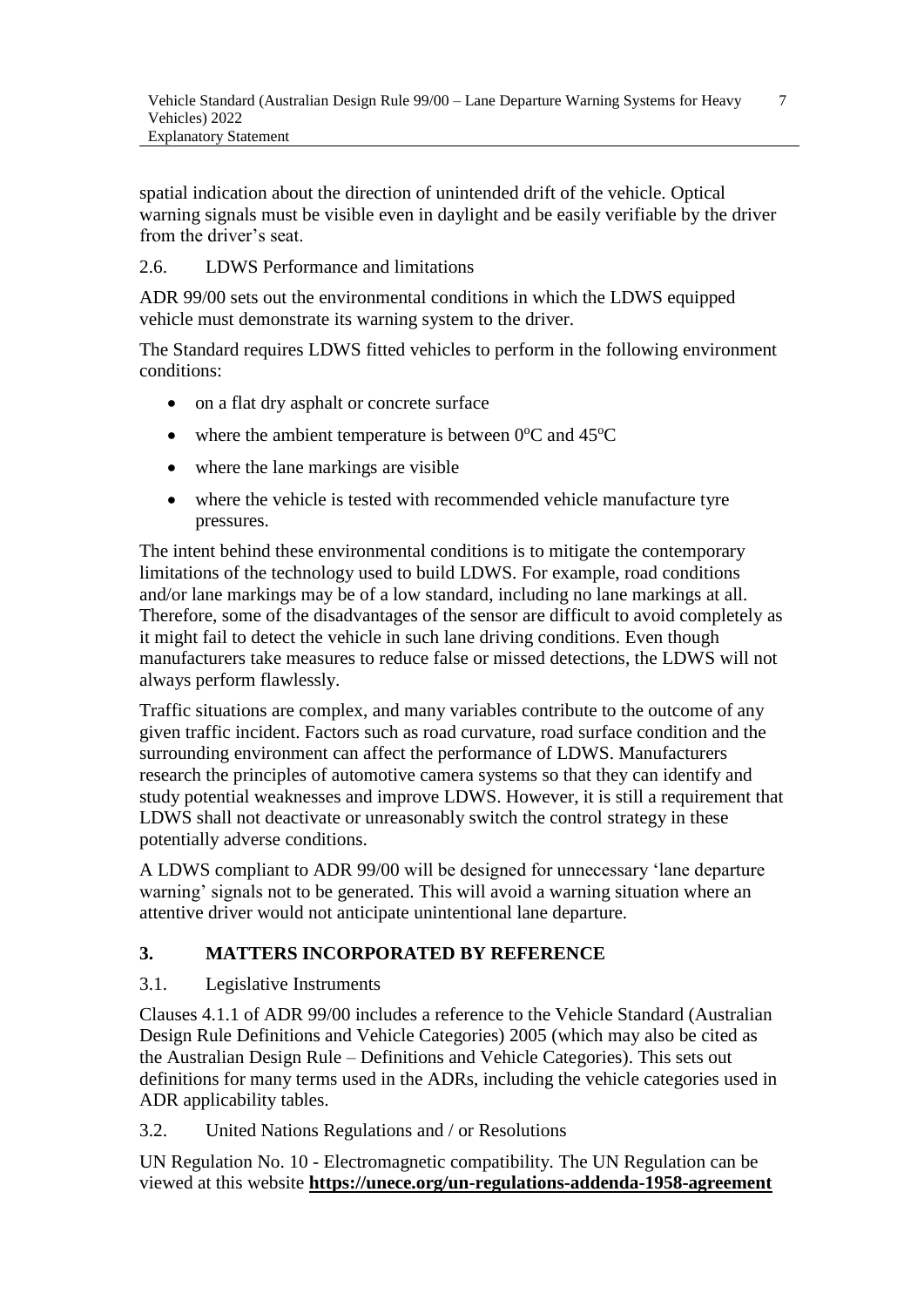spatial indication about the direction of unintended drift of the vehicle. Optical warning signals must be visible even in daylight and be easily verifiable by the driver from the driver's seat.

### 2.6. LDWS Performance and limitations

ADR 99/00 sets out the environmental conditions in which the LDWS equipped vehicle must demonstrate its warning system to the driver.

The Standard requires LDWS fitted vehicles to perform in the following environment conditions:

- on a flat dry asphalt or concrete surface
- where the ambient temperature is between $0^{o}$C and $45^{o}$C
- where the lane markings are visible
- where the vehicle is tested with recommended vehicle manufacture tyre pressures.

The intent behind these environmental conditions is to mitigate the contemporary limitations of the technology used to build LDWS. For example, road conditions and/or lane markings may be of a low standard, including no lane markings at all. Therefore, some of the disadvantages of the sensor are difficult to avoid completely as it might fail to detect the vehicle in such lane driving conditions. Even though manufacturers take measures to reduce false or missed detections, the LDWS will not always perform flawlessly.

Traffic situations are complex, and many variables contribute to the outcome of any given traffic incident. Factors such as road curvature, road surface condition and the surrounding environment can affect the performance of LDWS. Manufacturers research the principles of automotive camera systems so that they can identify and study potential weaknesses and improve LDWS. However, it is still a requirement that LDWS shall not deactivate or unreasonably switch the control strategy in these potentially adverse conditions.

A LDWS compliant to ADR 99/00 will be designed for unnecessary 'lane departure warning' signals not to be generated. This will avoid a warning situation where an attentive driver would not anticipate unintentional lane departure.

## 3. MATTERS INCORPORATED BY REFERENCE

### 3.1. Legislative Instruments

Clauses 4.1.1 of ADR 99/00 includes a reference to the Vehicle Standard (Australian Design Rule Definitions and Vehicle Categories) 2005 (which may also be cited as the Australian Design Rule – Definitions and Vehicle Categories). This sets out definitions for many terms used in the ADRs, including the vehicle categories used in ADR applicability tables.

### 3.2. United Nations Regulations and / or Resolutions

UN Regulation No. 10 - Electromagnetic compatibility. The UN Regulation can be viewed at this website **https://unece.org/un-regulations-addenda-1958-agreement**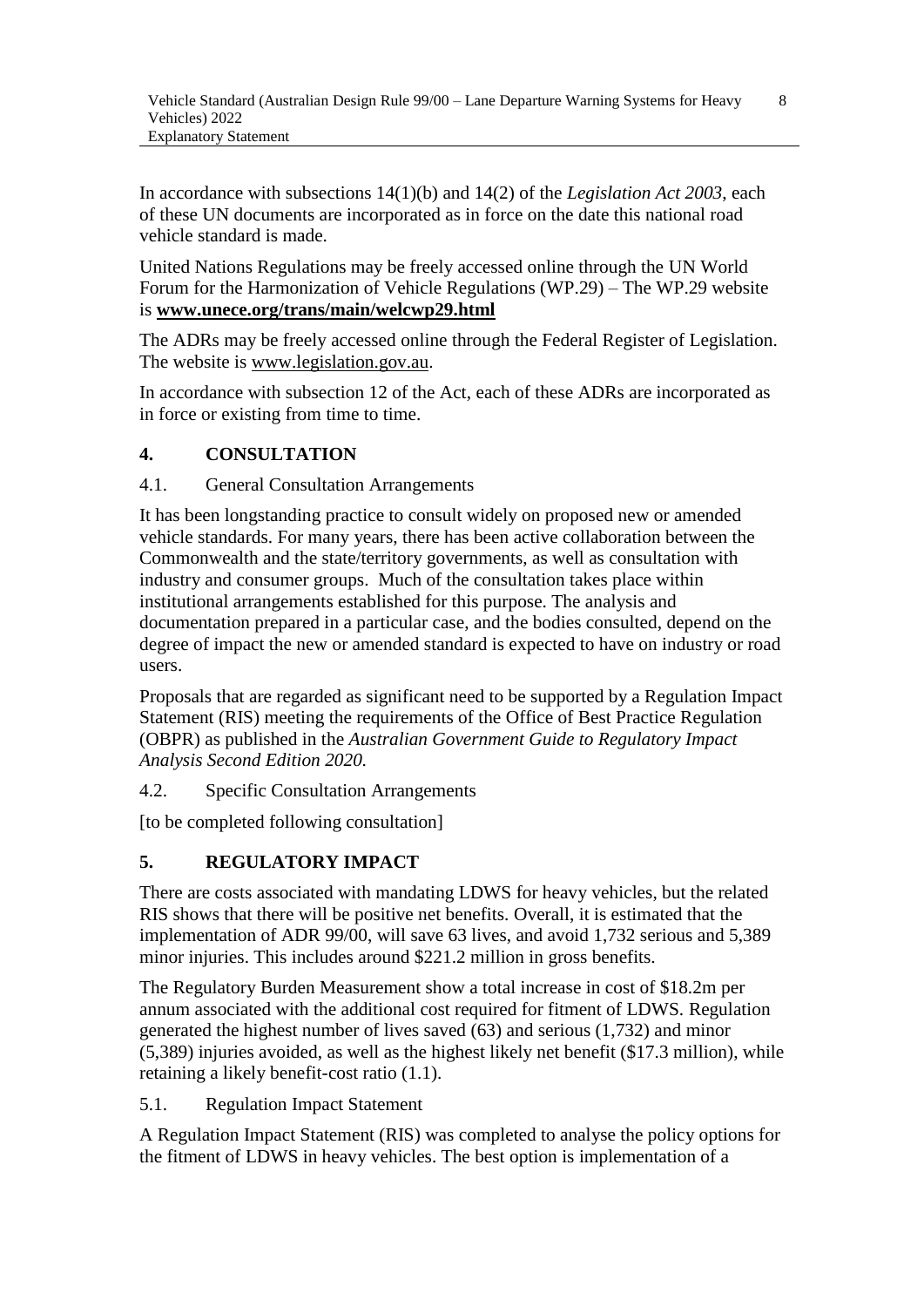In accordance with subsections 14(1)(b) and 14(2) of the *Legislation Act 2003*, each of these UN documents are incorporated as in force on the date this national road vehicle standard is made.

United Nations Regulations may be freely accessed online through the UN World Forum for the Harmonization of Vehicle Regulations (WP.29) – The WP.29 website is **www.unece.org/trans/main/welcwp29.html**

The ADRs may be freely accessed online through the Federal Register of Legislation. The website is www.legislation.gov.au.

In accordance with subsection 12 of the Act, each of these ADRs are incorporated as in force or existing from time to time.

## 4. CONSULTATION

### 4.1. General Consultation Arrangements

It has been longstanding practice to consult widely on proposed new or amended vehicle standards. For many years, there has been active collaboration between the Commonwealth and the state/territory governments, as well as consultation with industry and consumer groups. Much of the consultation takes place within institutional arrangements established for this purpose. The analysis and documentation prepared in a particular case, and the bodies consulted, depend on the degree of impact the new or amended standard is expected to have on industry or road users.

Proposals that are regarded as significant need to be supported by a Regulation Impact Statement (RIS) meeting the requirements of the Office of Best Practice Regulation (OBPR) as published in the *Australian Government Guide to Regulatory Impact Analysis Second Edition 2020.*

### 4.2. Specific Consultation Arrangements

[to be completed following consultation]

## 5. REGULATORY IMPACT

There are costs associated with mandating LDWS for heavy vehicles, but the related RIS shows that there will be positive net benefits. Overall, it is estimated that the implementation of ADR 99/00, will save 63 lives, and avoid 1,732 serious and 5,389 minor injuries. This includes around $221.2 million in gross benefits.

The Regulatory Burden Measurement show a total increase in cost of $18.2m per annum associated with the additional cost required for fitment of LDWS. Regulation generated the highest number of lives saved (63) and serious (1,732) and minor (5,389) injuries avoided, as well as the highest likely net benefit ($17.3 million), while retaining a likely benefit-cost ratio (1.1).

### 5.1. Regulation Impact Statement

A Regulation Impact Statement (RIS) was completed to analyse the policy options for the fitment of LDWS in heavy vehicles. The best option is implementation of a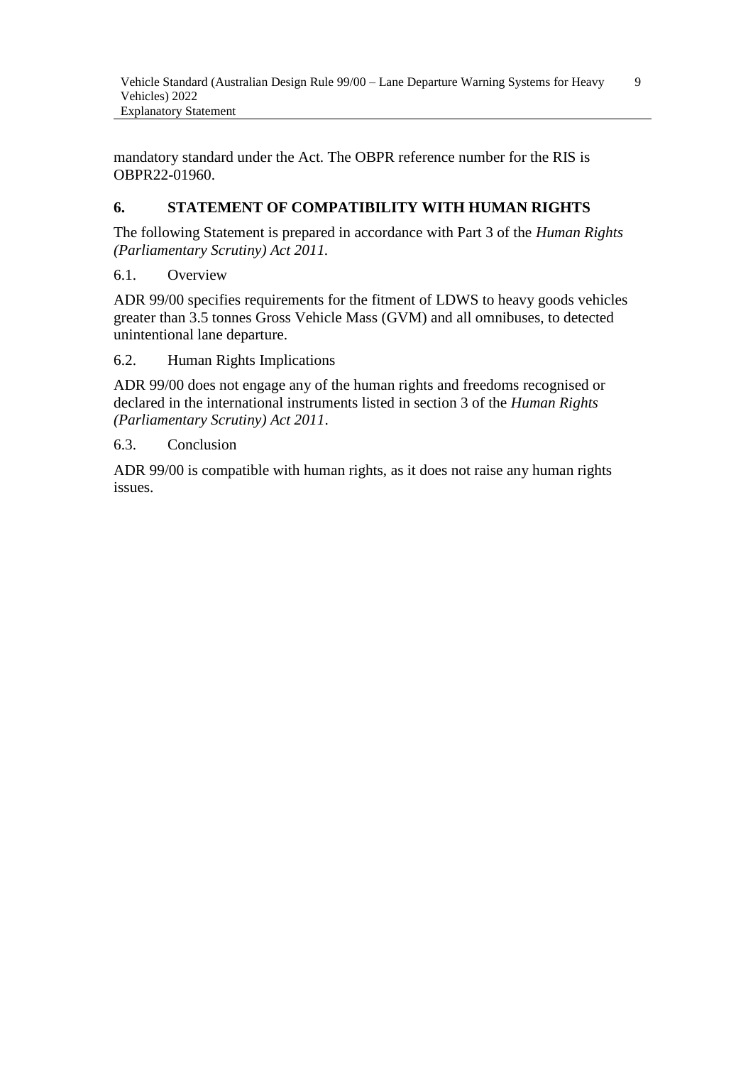mandatory standard under the Act. The OBPR reference number for the RIS is OBPR22-01960.

## 6. STATEMENT OF COMPATIBILITY WITH HUMAN RIGHTS

The following Statement is prepared in accordance with Part 3 of the *Human Rights (Parliamentary Scrutiny) Act 2011.*

### 6.1. Overview

ADR 99/00 specifies requirements for the fitment of LDWS to heavy goods vehicles greater than 3.5 tonnes Gross Vehicle Mass (GVM) and all omnibuses, to detected unintentional lane departure.

### 6.2. Human Rights Implications

ADR 99/00 does not engage any of the human rights and freedoms recognised or declared in the international instruments listed in section 3 of the *Human Rights (Parliamentary Scrutiny) Act 2011*.

### 6.3. Conclusion

ADR 99/00 is compatible with human rights, as it does not raise any human rights issues.